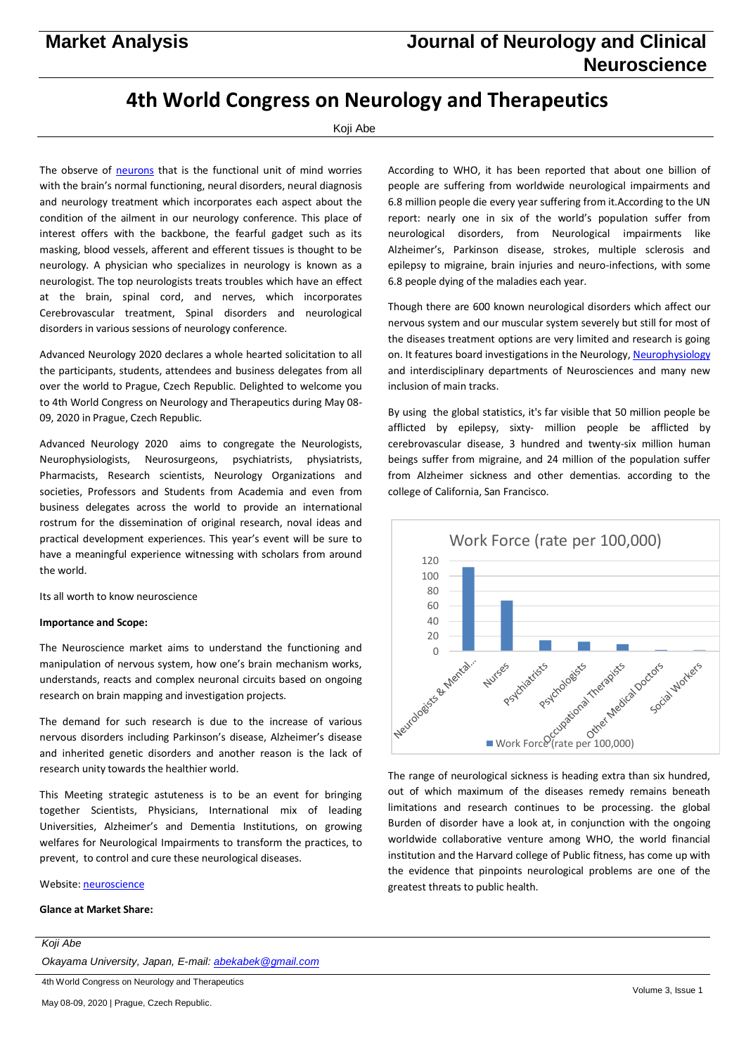# 4th World Congress on Neurology and Therapeutics

Koji Abe

The observe of neurons that is the functional unit of mind worries with the brain's normal functioning, neural disorders, neural diagnosis and neurology treatment which incorporates each aspect about the condition of the ailment in our neurology conference. This place of interest offers with the backbone, the fearful gadget such as its masking, blood vessels, afferent and efferent tissues is thought to be neurology. A physician who specializes in neurology is known as a neurologist. The top neurologists treats troubles which have an effect at the brain, spinal cord, and nerves, which incorporates Cerebrovascular treatment, Spinal disorders and neurological disorders in various sessions of neurology conference.

Advanced Neurology 2020 declares a whole hearted solicitation to all the participants, students, attendees and business delegates from all over the world to Prague, Czech Republic. Delighted to welcome you to 4th World Congress on Neurology and Therapeutics during May 08-09, 2020 in Prague, Czech Republic.

Advanced Neurology 2020 aims to congregate the Neurologists, Neurophysiologists, Neurosurgeons, psychiatrists, physiatrists, Pharmacists, Research scientists, Neurology Organizations and societies, Professors and Students from Academia and even from business delegates across the world to provide an international rostrum for the dissemination of original research, noval ideas and practical development experiences. This year's event will be sure to have a meaningful experience witnessing with scholars from around the world.

Its all worth to know neuroscience

**Importance and Scope:**

The Neuroscience market aims to understand the functioning and manipulation of nervous system, how one's brain mechanism works, understands, reacts and complex neuronal circuits based on ongoing research on brain mapping and investigation projects.

The demand for such research is due to the increase of various nervous disorders including Parkinson's disease, Alzheimer's disease and inherited genetic disorders and another reason is the lack of research unity towards the healthier world.

This Meeting strategic astuteness is to be an event for bringing together Scientists, Physicians, International mix of leading Universities, Alzheimer's and Dementia Institutions, on growing welfares for Neurological Impairments to transform the practices, to prevent, to control and cure these neurological diseases.

Website: neuroscience

**Glance at Market Share:**

According to WHO, it has been reported that about one billion of people are suffering from worldwide neurological impairments and 6.8 million people die every year suffering from it.According to the UN report: nearly one in six of the world's population suffer from neurological disorders, from Neurological impairments like Alzheimer's, Parkinson disease, strokes, multiple sclerosis and epilepsy to migraine, brain injuries and neuro-infections, with some 6.8 people dying of the maladies each year.

Though there are 600 known neurological disorders which affect our nervous system and our muscular system severely but still for most of the diseases treatment options are very limited and research is going on. It features board investigations in the Neurology, Neurophysiology and interdisciplinary departments of Neurosciences and many new inclusion of main tracks.

By using the global statistics, it's far visible that 50 million people be afflicted by epilepsy, sixty- million people be afflicted by cerebrovascular disease, 3 hundred and twenty-six million human beings suffer from migraine, and 24 million of the population suffer from Alzheimer sickness and other dementias. according to the college of California, San Francisco.

Work Force (rate per 100,000)

| Category | Work Force (rate per 100,000) |
| --- | --- |
| Neurologists & Mental... | ~111 |
| Nurses | ~67 |
| Psychiatrists | ~14 |
| Psychologists | ~12 |
| Occupational Therapists | ~9 |
| Other Medical Doctors | ~1 |
| Social Workers | ~1 |

The range of neurological sickness is heading extra than six hundred, out of which maximum of the diseases remedy remains beneath limitations and research continues to be processing. the global Burden of disorder have a look at, in conjunction with the ongoing worldwide collaborative venture among WHO, the world financial institution and the Harvard college of Public fitness, has come up with the evidence that pinpoints neurological problems are one of the greatest threats to public health.

*Koji Abe*

*Okayama University, Japan, E-mail: abekabek@gmail.com*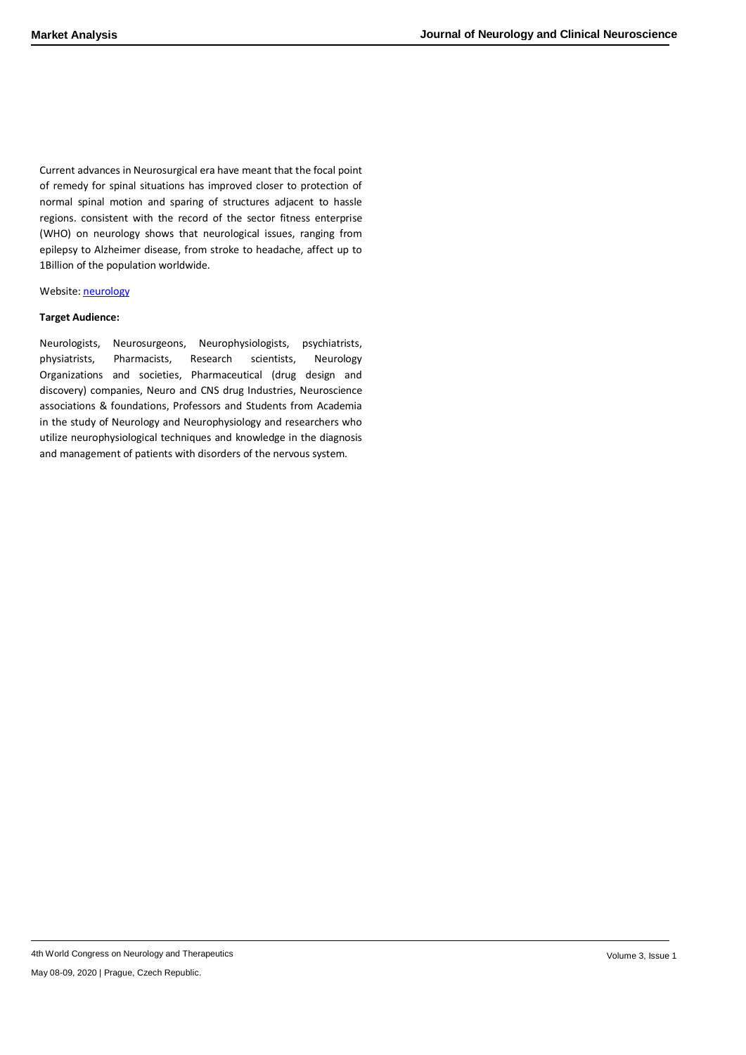Current advances in Neurosurgical era have meant that the focal point of remedy for spinal situations has improved closer to protection of normal spinal motion and sparing of structures adjacent to hassle regions. consistent with the record of the sector fitness enterprise (WHO) on neurology shows that neurological issues, ranging from epilepsy to Alzheimer disease, from stroke to headache, affect up to 1Billion of the population worldwide.

Website: neurology

**Target Audience:**

Neurologists, Neurosurgeons, Neurophysiologists, psychiatrists, physiatrists, Pharmacists, Research scientists, Neurology Organizations and societies, Pharmaceutical (drug design and discovery) companies, Neuro and CNS drug Industries, Neuroscience associations & foundations, Professors and Students from Academia in the study of Neurology and Neurophysiology and researchers who utilize neurophysiological techniques and knowledge in the diagnosis and management of patients with disorders of the nervous system.